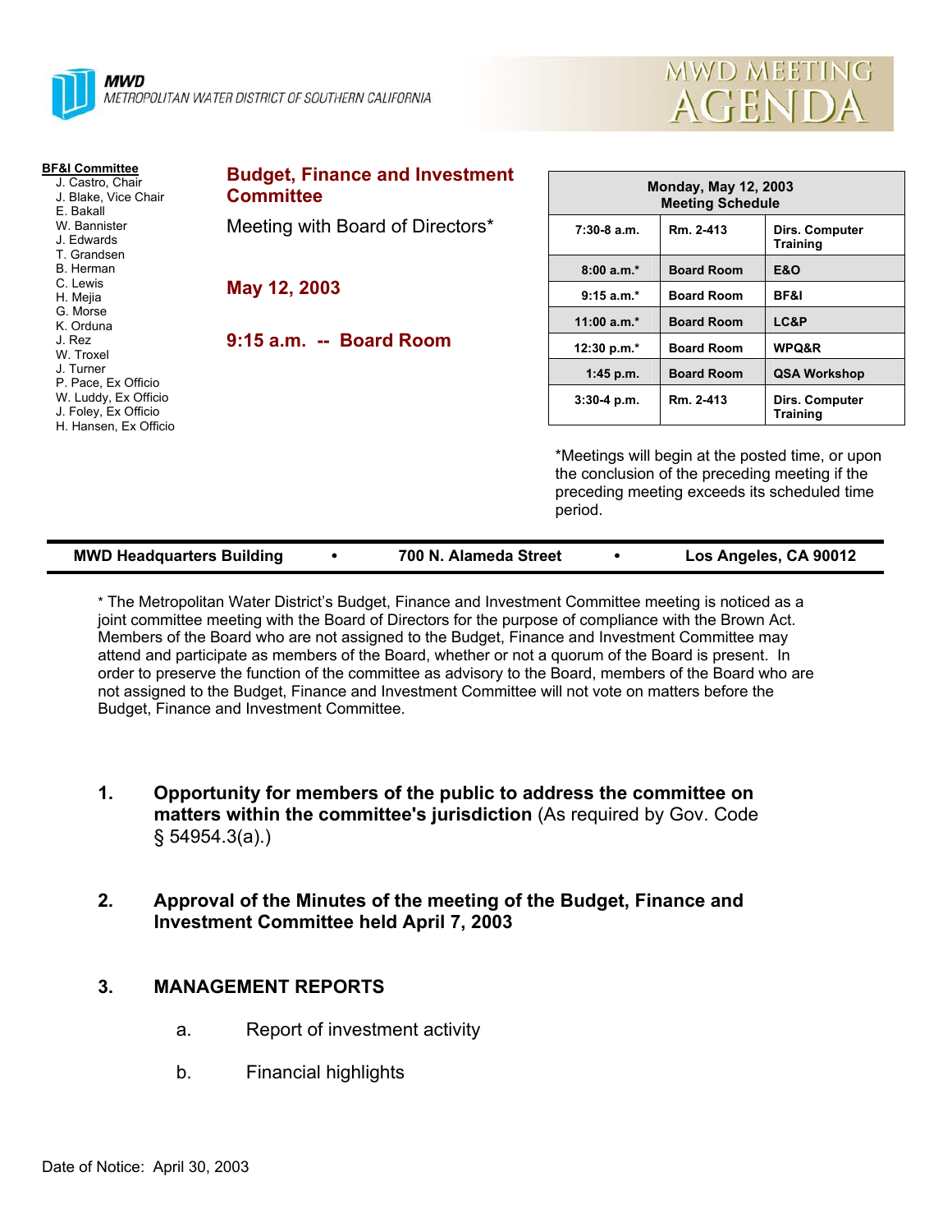**MWD**
METROPOLITAN WATER DISTRICT OF SOUTHERN CALIFORNIA

# MWD MEETING AGENDA

**BF&I Committee**
- J. Castro, Chair
- J. Blake, Vice Chair
- E. Bakall
- W. Bannister
- J. Edwards
- T. Grandsen
- B. Herman
- C. Lewis
- H. Mejia
- G. Morse
- K. Orduna
- J. Rez
- W. Troxel
- J. Turner
- P. Pace, Ex Officio
- W. Luddy, Ex Officio
- J. Foley, Ex Officio
- H. Hansen, Ex Officio

## Budget, Finance and Investment Committee

Meeting with Board of Directors*

**May 12, 2003**

**9:15 a.m. -- Board Room**

| Monday, May 12, 2003 Meeting Schedule | | |
|---|---|---|
| 7:30-8 a.m. | Rm. 2-413 | Dirs. Computer Training |
| 8:00 a.m.* | Board Room | E&O |
| 9:15 a.m.* | Board Room | BF&I |
| 11:00 a.m.* | Board Room | LC&P |
| 12:30 p.m.* | Board Room | WPQ&R |
| 1:45 p.m. | Board Room | QSA Workshop |
| 3:30-4 p.m. | Rm. 2-413 | Dirs. Computer Training |

*Meetings will begin at the posted time, or upon the conclusion of the preceding meeting if the preceding meeting exceeds its scheduled time period.

**MWD Headquarters Building • 700 N. Alameda Street • Los Angeles, CA 90012**

* The Metropolitan Water District's Budget, Finance and Investment Committee meeting is noticed as a joint committee meeting with the Board of Directors for the purpose of compliance with the Brown Act. Members of the Board who are not assigned to the Budget, Finance and Investment Committee may attend and participate as members of the Board, whether or not a quorum of the Board is present. In order to preserve the function of the committee as advisory to the Board, members of the Board who are not assigned to the Budget, Finance and Investment Committee will not vote on matters before the Budget, Finance and Investment Committee.

1. **Opportunity for members of the public to address the committee on matters within the committee's jurisdiction** (As required by Gov. Code § 54954.3(a).)

2. **Approval of the Minutes of the meeting of the Budget, Finance and Investment Committee held April 7, 2003**

3. **MANAGEMENT REPORTS**

   a. Report of investment activity

   b. Financial highlights

Date of Notice: April 30, 2003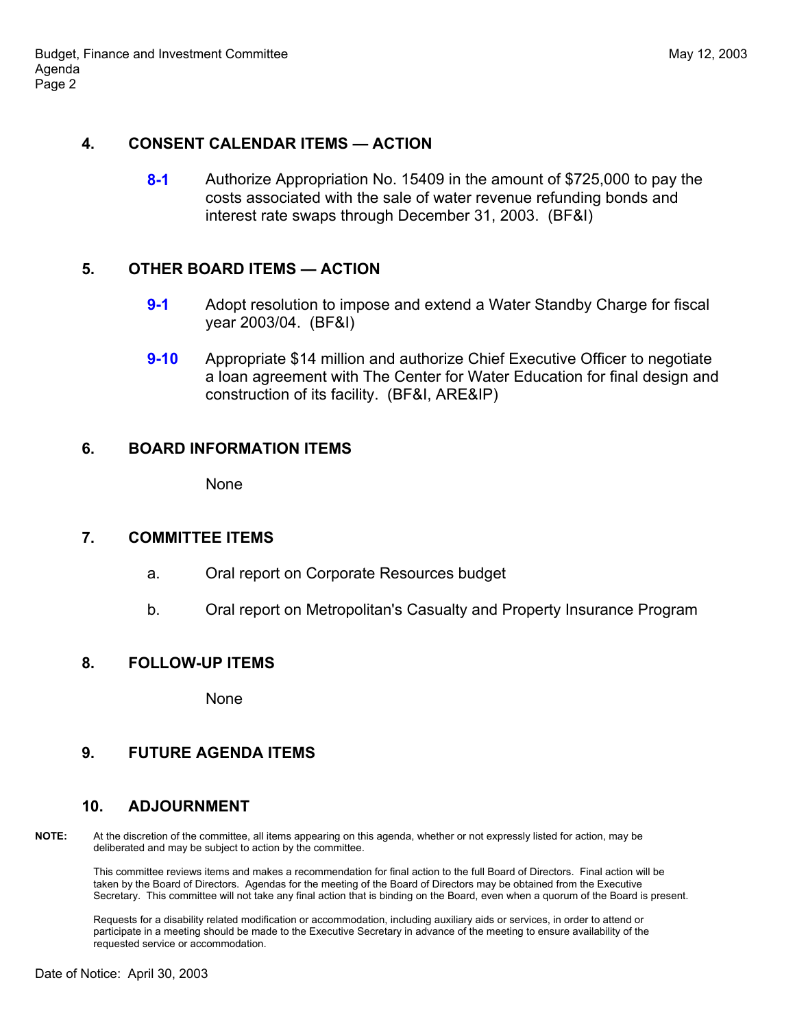## 4. CONSENT CALENDAR ITEMS — ACTION

**8-1** Authorize Appropriation No. 15409 in the amount of $725,000 to pay the costs associated with the sale of water revenue refunding bonds and interest rate swaps through December 31, 2003. (BF&I)

## 5. OTHER BOARD ITEMS — ACTION

**9-1** Adopt resolution to impose and extend a Water Standby Charge for fiscal year 2003/04. (BF&I)

**9-10** Appropriate $14 million and authorize Chief Executive Officer to negotiate a loan agreement with The Center for Water Education for final design and construction of its facility. (BF&I, ARE&IP)

## 6. BOARD INFORMATION ITEMS

None

## 7. COMMITTEE ITEMS

a. Oral report on Corporate Resources budget

b. Oral report on Metropolitan's Casualty and Property Insurance Program

## 8. FOLLOW-UP ITEMS

None

## 9. FUTURE AGENDA ITEMS

## 10. ADJOURNMENT

**NOTE:** At the discretion of the committee, all items appearing on this agenda, whether or not expressly listed for action, may be deliberated and may be subject to action by the committee.

This committee reviews items and makes a recommendation for final action to the full Board of Directors. Final action will be taken by the Board of Directors. Agendas for the meeting of the Board of Directors may be obtained from the Executive Secretary. This committee will not take any final action that is binding on the Board, even when a quorum of the Board is present.

Requests for a disability related modification or accommodation, including auxiliary aids or services, in order to attend or participate in a meeting should be made to the Executive Secretary in advance of the meeting to ensure availability of the requested service or accommodation.

Date of Notice: April 30, 2003